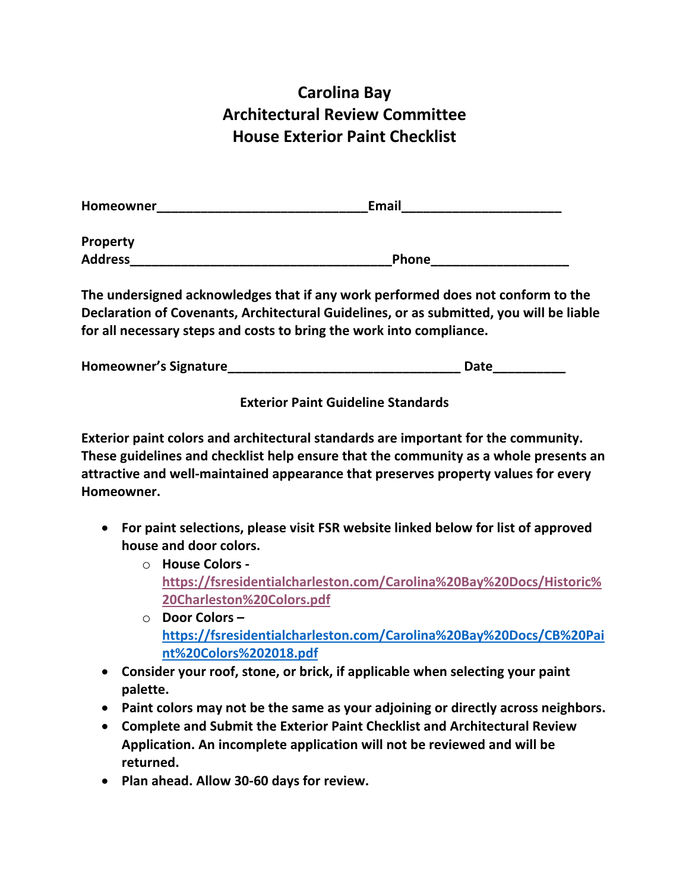# Carolina Bay
# Architectural Review Committee
# House Exterior Paint Checklist

**Homeowner______________________________Email______________________**

**Property Address_____________________________________Phone___________________**

**The undersigned acknowledges that if any work performed does not conform to the Declaration of Covenants, Architectural Guidelines, or as submitted, you will be liable for all necessary steps and costs to bring the work into compliance.**

**Homeowner's Signature________________________________ Date__________**

## Exterior Paint Guideline Standards

**Exterior paint colors and architectural standards are important for the community. These guidelines and checklist help ensure that the community as a whole presents an attractive and well-maintained appearance that preserves property values for every Homeowner.**

- **For paint selections, please visit FSR website linked below for list of approved house and door colors.**
  - **House Colors -** **https://fsresidentialcharleston.com/Carolina%20Bay%20Docs/Historic%20Charleston%20Colors.pdf**
  - **Door Colors –** **https://fsresidentialcharleston.com/Carolina%20Bay%20Docs/CB%20Paint%20Colors%202018.pdf**
- **Consider your roof, stone, or brick, if applicable when selecting your paint palette.**
- **Paint colors may not be the same as your adjoining or directly across neighbors.**
- **Complete and Submit the Exterior Paint Checklist and Architectural Review Application. An incomplete application will not be reviewed and will be returned.**
- **Plan ahead. Allow 30-60 days for review.**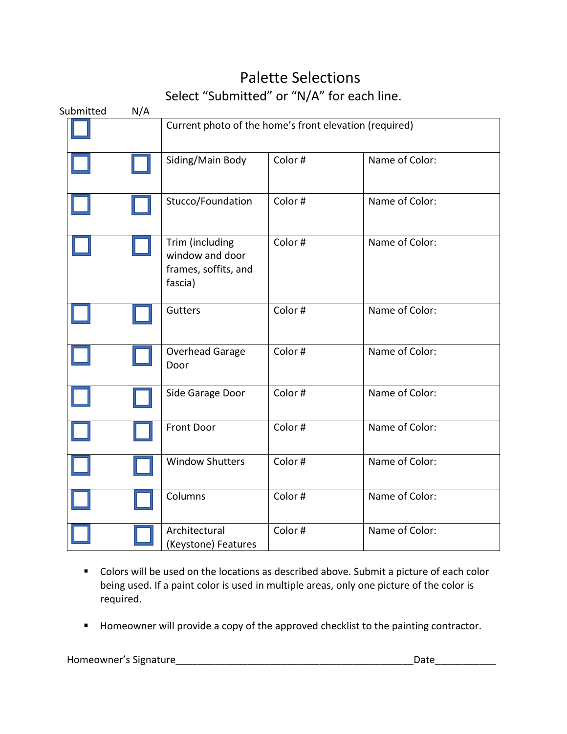# Palette Selections

## Select "Submitted" or "N/A" for each line.

| Submitted | N/A | | | |
|---|---|---|---|---|
| ☐ | | Current photo of the home's front elevation (required) | | |
| ☐ | ☐ | Siding/Main Body | Color # | Name of Color: |
| ☐ | ☐ | Stucco/Foundation | Color # | Name of Color: |
| ☐ | ☐ | Trim (including window and door frames, soffits, and fascia) | Color # | Name of Color: |
| ☐ | ☐ | Gutters | Color # | Name of Color: |
| ☐ | ☐ | Overhead Garage Door | Color # | Name of Color: |
| ☐ | ☐ | Side Garage Door | Color # | Name of Color: |
| ☐ | ☐ | Front Door | Color # | Name of Color: |
| ☐ | ☐ | Window Shutters | Color # | Name of Color: |
| ☐ | ☐ | Columns | Color # | Name of Color: |
| ☐ | ☐ | Architectural (Keystone) Features | Color # | Name of Color: |

- Colors will be used on the locations as described above. Submit a picture of each color being used. If a paint color is used in multiple areas, only one picture of the color is required.
- Homeowner will provide a copy of the approved checklist to the painting contractor.

Homeowner's Signature_____________________________________________Date___________